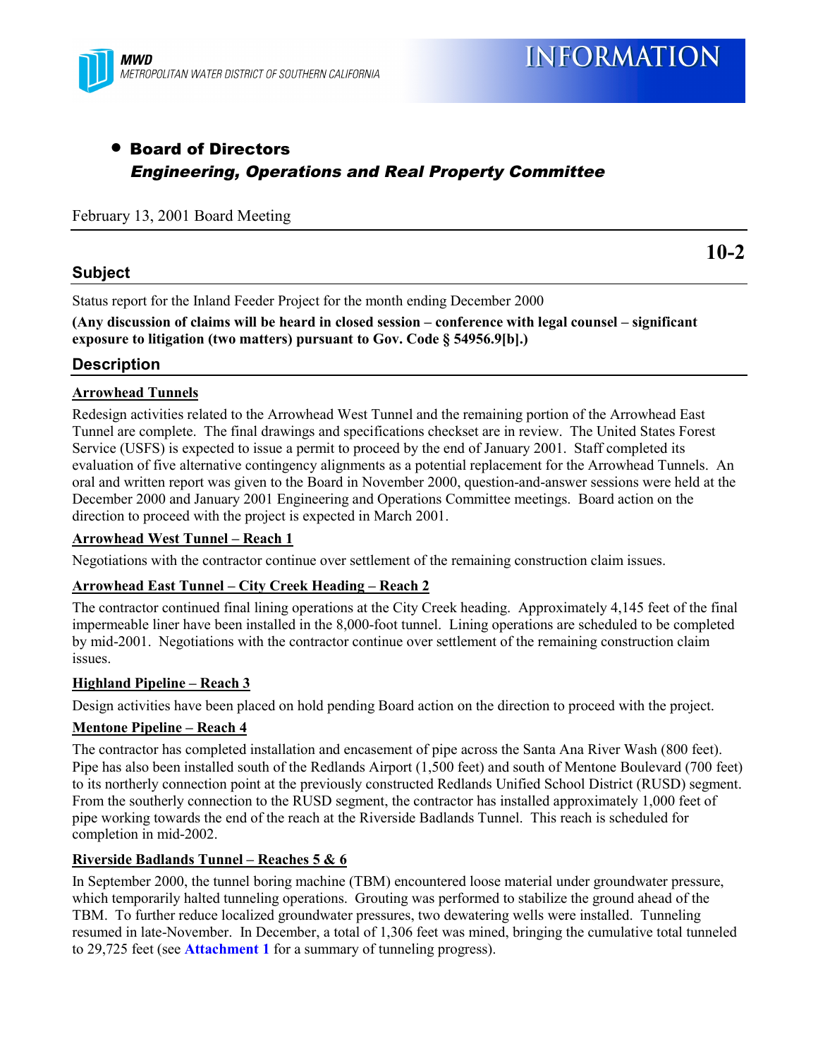MWD
METROPOLITAN WATER DISTRICT OF SOUTHERN CALIFORNIA

# INFORMATION

- **Board of Directors**
  ***Engineering, Operations and Real Property Committee***

February 13, 2001 Board Meeting

**10-2**

## Subject

Status report for the Inland Feeder Project for the month ending December 2000

**(Any discussion of claims will be heard in closed session – conference with legal counsel – significant exposure to litigation (two matters) pursuant to Gov. Code § 54956.9[b].)**

## Description

**Arrowhead Tunnels**

Redesign activities related to the Arrowhead West Tunnel and the remaining portion of the Arrowhead East Tunnel are complete. The final drawings and specifications checkset are in review. The United States Forest Service (USFS) is expected to issue a permit to proceed by the end of January 2001. Staff completed its evaluation of five alternative contingency alignments as a potential replacement for the Arrowhead Tunnels. An oral and written report was given to the Board in November 2000, question-and-answer sessions were held at the December 2000 and January 2001 Engineering and Operations Committee meetings. Board action on the direction to proceed with the project is expected in March 2001.

**Arrowhead West Tunnel – Reach 1**

Negotiations with the contractor continue over settlement of the remaining construction claim issues.

**Arrowhead East Tunnel – City Creek Heading – Reach 2**

The contractor continued final lining operations at the City Creek heading. Approximately 4,145 feet of the final impermeable liner have been installed in the 8,000-foot tunnel. Lining operations are scheduled to be completed by mid-2001. Negotiations with the contractor continue over settlement of the remaining construction claim issues.

**Highland Pipeline – Reach 3**

Design activities have been placed on hold pending Board action on the direction to proceed with the project.

**Mentone Pipeline – Reach 4**

The contractor has completed installation and encasement of pipe across the Santa Ana River Wash (800 feet). Pipe has also been installed south of the Redlands Airport (1,500 feet) and south of Mentone Boulevard (700 feet) to its northerly connection point at the previously constructed Redlands Unified School District (RUSD) segment. From the southerly connection to the RUSD segment, the contractor has installed approximately 1,000 feet of pipe working towards the end of the reach at the Riverside Badlands Tunnel. This reach is scheduled for completion in mid-2002.

**Riverside Badlands Tunnel – Reaches 5 & 6**

In September 2000, the tunnel boring machine (TBM) encountered loose material under groundwater pressure, which temporarily halted tunneling operations. Grouting was performed to stabilize the ground ahead of the TBM. To further reduce localized groundwater pressures, two dewatering wells were installed. Tunneling resumed in late-November. In December, a total of 1,306 feet was mined, bringing the cumulative total tunneled to 29,725 feet (see **Attachment 1** for a summary of tunneling progress).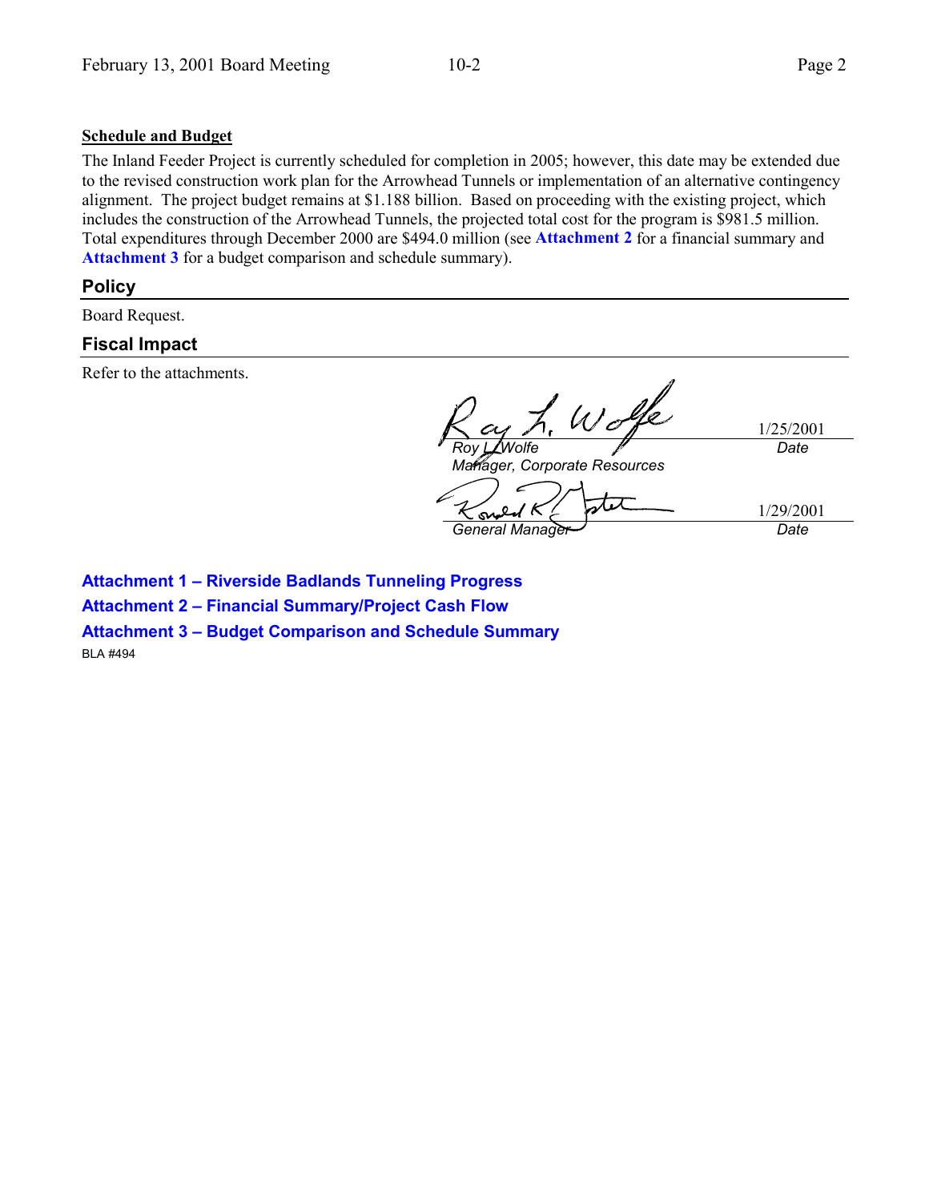**Schedule and Budget**

The Inland Feeder Project is currently scheduled for completion in 2005; however, this date may be extended due to the revised construction work plan for the Arrowhead Tunnels or implementation of an alternative contingency alignment. The project budget remains at $1.188 billion. Based on proceeding with the existing project, which includes the construction of the Arrowhead Tunnels, the projected total cost for the program is $981.5 million. Total expenditures through December 2000 are $494.0 million (see **Attachment 2** for a financial summary and **Attachment 3** for a budget comparison and schedule summary).

## Policy

Board Request.

## Fiscal Impact

Refer to the attachments.

| | |
|---|---|
| *Roy L. Wolfe* | 1/25/2001 |
| *Manager, Corporate Resources* | *Date* |
| *General Manager* | 1/29/2001 |
| | *Date* |

**Attachment 1 – Riverside Badlands Tunneling Progress**

**Attachment 2 – Financial Summary/Project Cash Flow**

**Attachment 3 – Budget Comparison and Schedule Summary**

BLA #494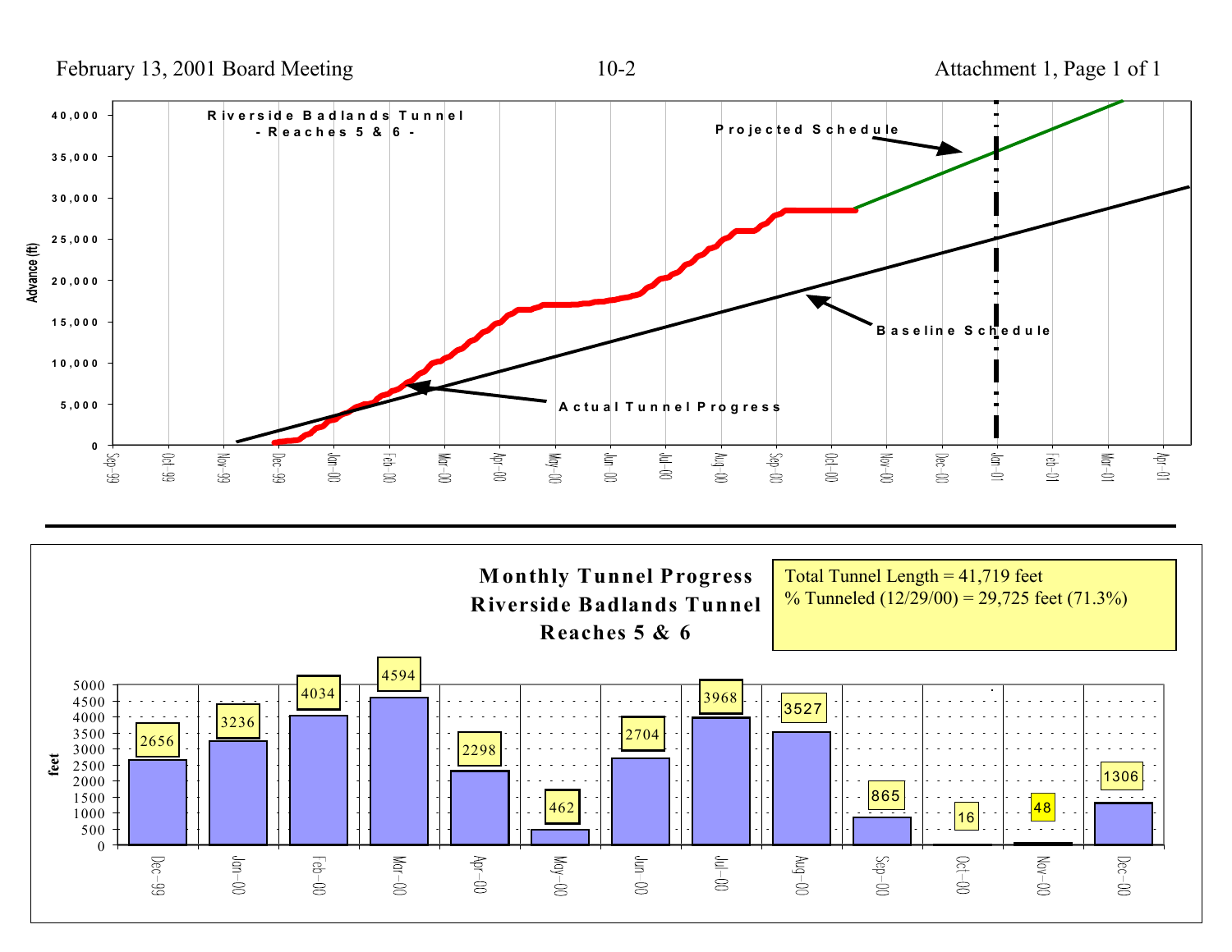Riverside Badlands Tunnel
- Reaches 5 & 6 -

Projected Schedule

Baseline Schedule

Actual Tunnel Progress

Advance (ft)

## Monthly Tunnel Progress
## Riverside Badlands Tunnel
## Reaches 5 & 6

Total Tunnel Length = 41,719 feet
% Tunneled (12/29/00) = 29,725 feet (71.3%)

| Month | feet |
|---|---|
| Dec-99 | 2656 |
| Jan-00 | 3236 |
| Feb-00 | 4034 |
| Mar-00 | 4594 |
| Apr-00 | 2298 |
| May-00 | 462 |
| Jun-00 | 2704 |
| Jul-00 | 3968 |
| Aug-00 | 3527 |
| Sep-00 | 865 |
| Oct-00 | 16 |
| Nov-00 | 48 |
| Dec-00 | 1306 |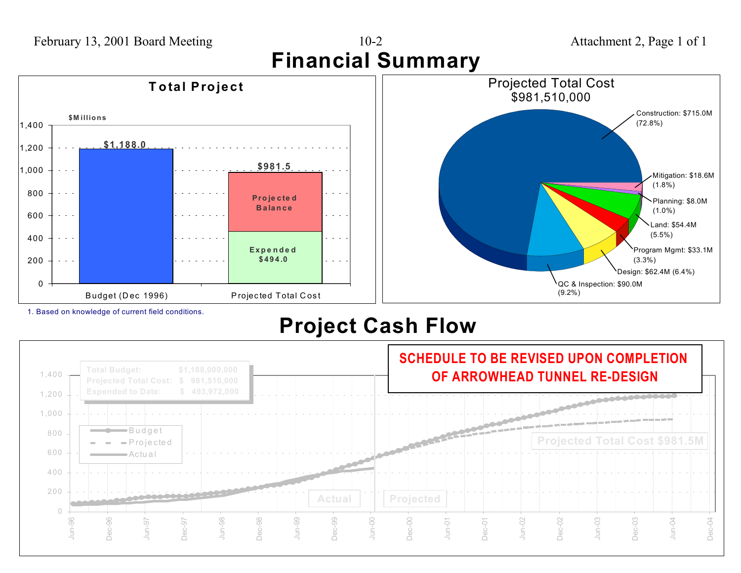# Financial Summary

## Total Project

$Millions

| | Budget (Dec 1996) | Projected Total Cost |
|---|---|---|
| Total | $1,188.0 | $981.5 |
| Expended | | $494.0 |
| Projected Balance | | |

1. Based on knowledge of current field conditions.

## Projected Total Cost $981,510,000

| Category | Amount | Percent |
|---|---|---|
| Construction | $715.0M | 72.8% |
| Mitigation | $18.6M | 1.8% |
| Planning | $8.0M | 1.0% |
| Land | $54.4M | 5.5% |
| Program Mgmt | $33.1M | 3.3% |
| Design | $62.4M | 6.4% |
| QC & Inspection | $90.0M | 9.2% |

# Project Cash Flow

**SCHEDULE TO BE REVISED UPON COMPLETION OF ARROWHEAD TUNNEL RE-DESIGN**

| | |
|---|---|
| Total Budget: | $1,188,000,000 |
| Projected Total Cost: | $ 981,510,000 |
| Expended to Date: | $ 493,972,000 |

Legend: Budget, Projected, Actual

Projected Total Cost $981.5M

Actual | Projected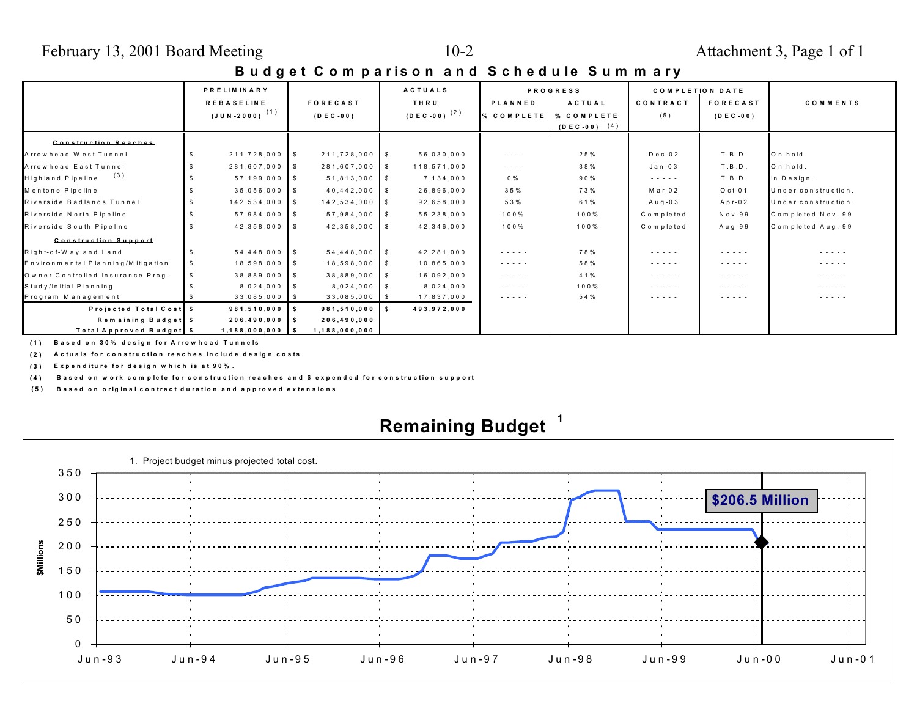## Budget Comparison and Schedule Summary

| | PRELIMINARY REBASELINE (JUN-2000) (1) | FORECAST (DEC-00) | ACTUALS THRU (DEC-00) (2) | PROGRESS | | COMPLETION DATE | | COMMENTS |
|---|---|---|---|---|---|---|---|---|
| | | | | PLANNED % COMPLETE | ACTUAL % COMPLETE (DEC-00) (4) | CONTRACT (5) | FORECAST (DEC-00) | |
| **Construction Reaches** | | | | | | | | |
| Arrowhead West Tunnel | $ 211,728,000 | $ 211,728,000 | $ 56,030,000 | ---- | 25% | Dec-02 | T.B.D. | On hold. |
| Arrowhead East Tunnel | $ 281,607,000 | $ 281,607,000 | $ 118,571,000 | ---- | 38% | Jan-03 | T.B.D. | On hold. |
| Highland Pipeline (3) | $ 57,199,000 | $ 51,813,000 | $ 7,134,000 | 0% | 90% | ----- | T.B.D. | In Design. |
| Mentone Pipeline | $ 35,056,000 | $ 40,442,000 | $ 26,896,000 | 35% | 73% | Mar-02 | Oct-01 | Under construction. |
| Riverside Badlands Tunnel | $ 142,534,000 | $ 142,534,000 | $ 92,658,000 | 53% | 61% | Aug-03 | Apr-02 | Under construction. |
| Riverside North Pipeline | $ 57,984,000 | $ 57,984,000 | $ 55,238,000 | 100% | 100% | Completed | Nov-99 | Completed Nov. 99 |
| Riverside South Pipeline | $ 42,358,000 | $ 42,358,000 | $ 42,346,000 | 100% | 100% | Completed | Aug-99 | Completed Aug. 99 |
| **Construction Support** | | | | | | | | |
| Right-of-Way and Land | $ 54,448,000 | $ 54,448,000 | $ 42,281,000 | ----- | 78% | ----- | ----- | ----- |
| Environmental Planning/Mitigation | $ 18,598,000 | $ 18,598,000 | $ 10,865,000 | ----- | 58% | ----- | ----- | ----- |
| Owner Controlled Insurance Prog. | $ 38,889,000 | $ 38,889,000 | $ 16,092,000 | ----- | 41% | ----- | ----- | ----- |
| Study/Initial Planning | $ 8,024,000 | $ 8,024,000 | $ 8,024,000 | ----- | 100% | ----- | ----- | ----- |
| Program Management | $ 33,085,000 | $ 33,085,000 | $ 17,837,000 | ----- | 54% | ----- | ----- | ----- |
| **Projected Total Cost** | **$ 981,510,000** | **$ 981,510,000** | **$ 493,972,000** | | | | | |
| **Remaining Budget** | **$ 206,490,000** | **$ 206,490,000** | | | | | | |
| **Total Approved Budget** | **$ 1,188,000,000** | **$ 1,188,000,000** | | | | | | |

(1) Based on 30% design for Arrowhead Tunnels

(2) Actuals for construction reaches include design costs

(3) Expenditure for design which is at 90%.

(4) Based on work complete for construction reaches and $ expended for construction support

(5) Based on original contract duration and approved extensions

## Remaining Budget [1]

1. Project budget minus projected total cost.

$206.5 Million

$Millions

0, 50, 100, 150, 200, 250, 300, 350

Jun-93, Jun-94, Jun-95, Jun-96, Jun-97, Jun-98, Jun-99, Jun-00, Jun-01